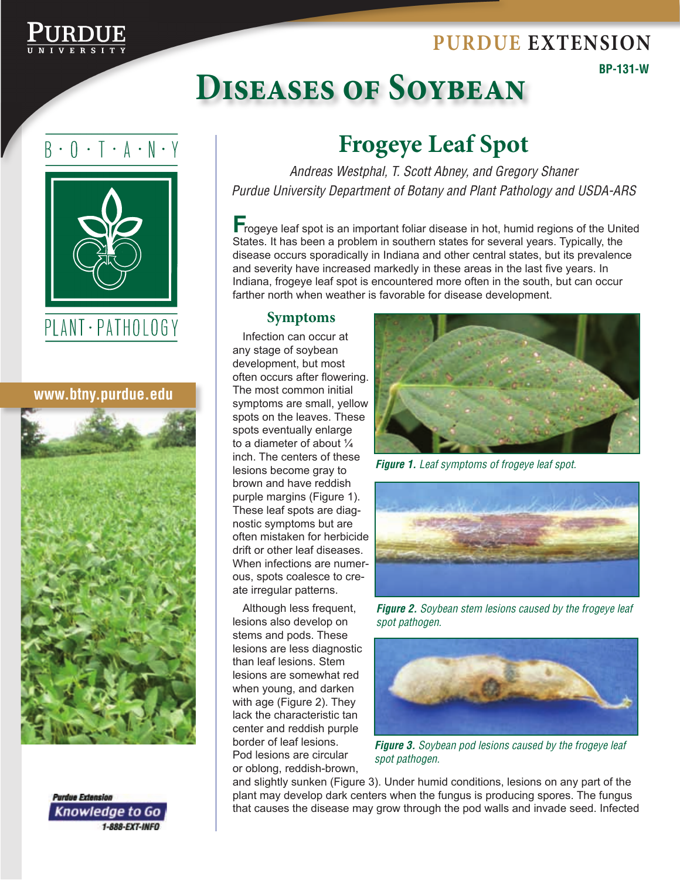PURDUE EXTENSION

BP-131-W

# Diseases of Soybean

B·O·T·A·N·Y

PLANT·PATHOLOGY

www.btny.purdue.edu

## Frogeye Leaf Spot

*Andreas Westphal, T. Scott Abney, and Gregory Shaner*
*Purdue University Department of Botany and Plant Pathology and USDA-ARS*

Frogeye leaf spot is an important foliar disease in hot, humid regions of the United States. It has been a problem in southern states for several years. Typically, the disease occurs sporadically in Indiana and other central states, but its prevalence and severity have increased markedly in these areas in the last five years. In Indiana, frogeye leaf spot is encountered more often in the south, but can occur farther north when weather is favorable for disease development.

### Symptoms

Infection can occur at any stage of soybean development, but most often occurs after flowering. The most common initial symptoms are small, yellow spots on the leaves. These spots eventually enlarge to a diameter of about ¼ inch. The centers of these lesions become gray to brown and have reddish purple margins (Figure 1). These leaf spots are diagnostic symptoms but are often mistaken for herbicide drift or other leaf diseases. When infections are numerous, spots coalesce to create irregular patterns.

**Figure 1.** *Leaf symptoms of frogeye leaf spot.*

**Figure 2.** *Soybean stem lesions caused by the frogeye leaf spot pathogen.*

**Figure 3.** *Soybean pod lesions caused by the frogeye leaf spot pathogen.*

Although less frequent, lesions also develop on stems and pods. These lesions are less diagnostic than leaf lesions. Stem lesions are somewhat red when young, and darken with age (Figure 2). They lack the characteristic tan center and reddish purple border of leaf lesions. Pod lesions are circular or oblong, reddish-brown, and slightly sunken (Figure 3). Under humid conditions, lesions on any part of the plant may develop dark centers when the fungus is producing spores. The fungus that causes the disease may grow through the pod walls and invade seed. Infected

Purdue Extension
Knowledge to Go
1-888-EXT-INFO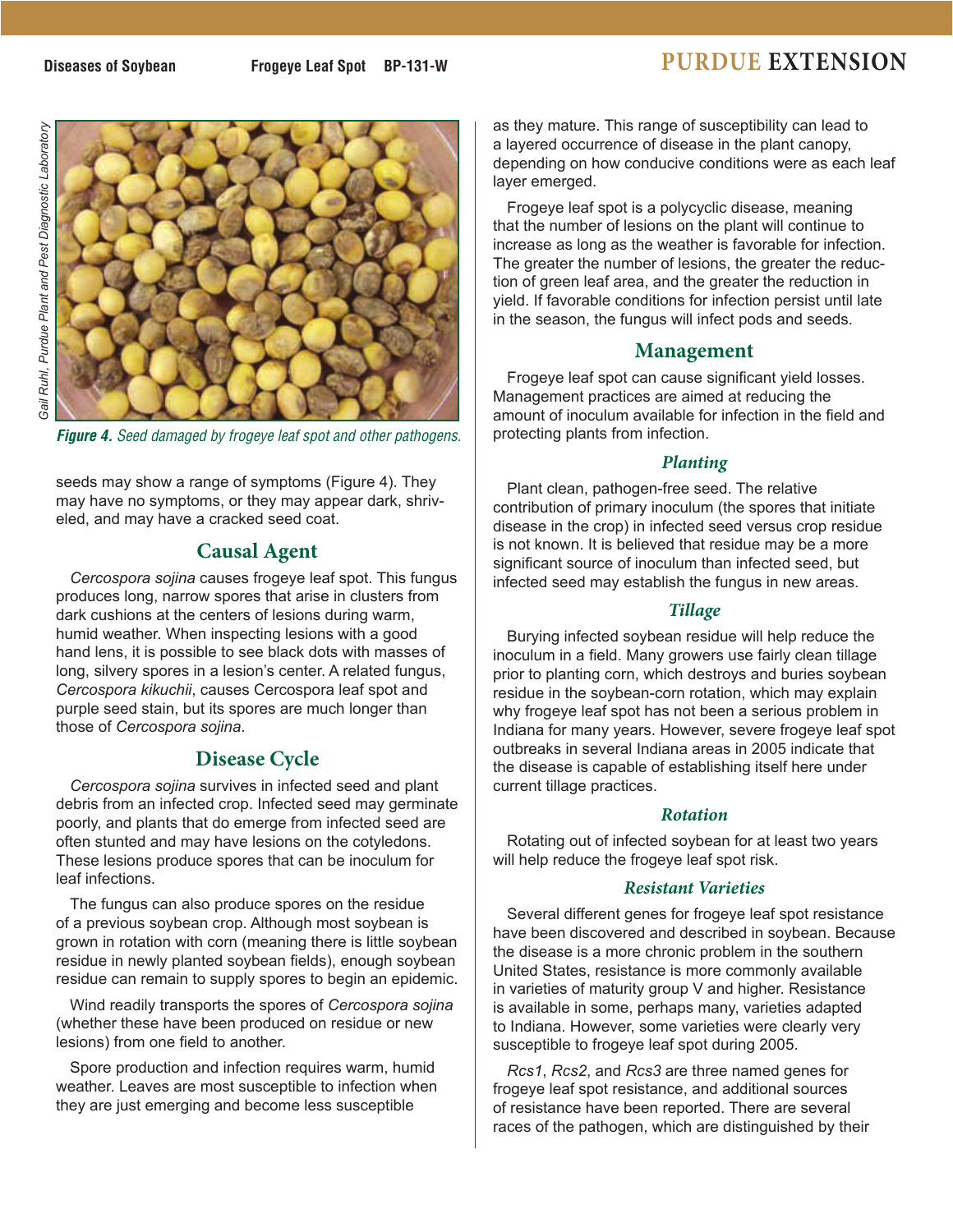*Figure 4. Seed damaged by frogeye leaf spot and other pathogens.*

seeds may show a range of symptoms (Figure 4). They may have no symptoms, or they may appear dark, shriveled, and may have a cracked seed coat.

## Causal Agent

*Cercospora sojina* causes frogeye leaf spot. This fungus produces long, narrow spores that arise in clusters from dark cushions at the centers of lesions during warm, humid weather. When inspecting lesions with a good hand lens, it is possible to see black dots with masses of long, silvery spores in a lesion's center. A related fungus, *Cercospora kikuchii*, causes Cercospora leaf spot and purple seed stain, but its spores are much longer than those of *Cercospora sojina*.

## Disease Cycle

*Cercospora sojina* survives in infected seed and plant debris from an infected crop. Infected seed may germinate poorly, and plants that do emerge from infected seed are often stunted and may have lesions on the cotyledons. These lesions produce spores that can be inoculum for leaf infections.

The fungus can also produce spores on the residue of a previous soybean crop. Although most soybean is grown in rotation with corn (meaning there is little soybean residue in newly planted soybean fields), enough soybean residue can remain to supply spores to begin an epidemic.

Wind readily transports the spores of *Cercospora sojina* (whether these have been produced on residue or new lesions) from one field to another.

Spore production and infection requires warm, humid weather. Leaves are most susceptible to infection when they are just emerging and become less susceptible as they mature. This range of susceptibility can lead to a layered occurrence of disease in the plant canopy, depending on how conducive conditions were as each leaf layer emerged.

Frogeye leaf spot is a polycyclic disease, meaning that the number of lesions on the plant will continue to increase as long as the weather is favorable for infection. The greater the number of lesions, the greater the reduction of green leaf area, and the greater the reduction in yield. If favorable conditions for infection persist until late in the season, the fungus will infect pods and seeds.

## Management

Frogeye leaf spot can cause significant yield losses. Management practices are aimed at reducing the amount of inoculum available for infection in the field and protecting plants from infection.

### *Planting*

Plant clean, pathogen-free seed. The relative contribution of primary inoculum (the spores that initiate disease in the crop) in infected seed versus crop residue is not known. It is believed that residue may be a more significant source of inoculum than infected seed, but infected seed may establish the fungus in new areas.

### *Tillage*

Burying infected soybean residue will help reduce the inoculum in a field. Many growers use fairly clean tillage prior to planting corn, which destroys and buries soybean residue in the soybean-corn rotation, which may explain why frogeye leaf spot has not been a serious problem in Indiana for many years. However, severe frogeye leaf spot outbreaks in several Indiana areas in 2005 indicate that the disease is capable of establishing itself here under current tillage practices.

### *Rotation*

Rotating out of infected soybean for at least two years will help reduce the frogeye leaf spot risk.

### *Resistant Varieties*

Several different genes for frogeye leaf spot resistance have been discovered and described in soybean. Because the disease is a more chronic problem in the southern United States, resistance is more commonly available in varieties of maturity group V and higher. Resistance is available in some, perhaps many, varieties adapted to Indiana. However, some varieties were clearly very susceptible to frogeye leaf spot during 2005.

*Rcs1*, *Rcs2*, and *Rcs3* are three named genes for frogeye leaf spot resistance, and additional sources of resistance have been reported. There are several races of the pathogen, which are distinguished by their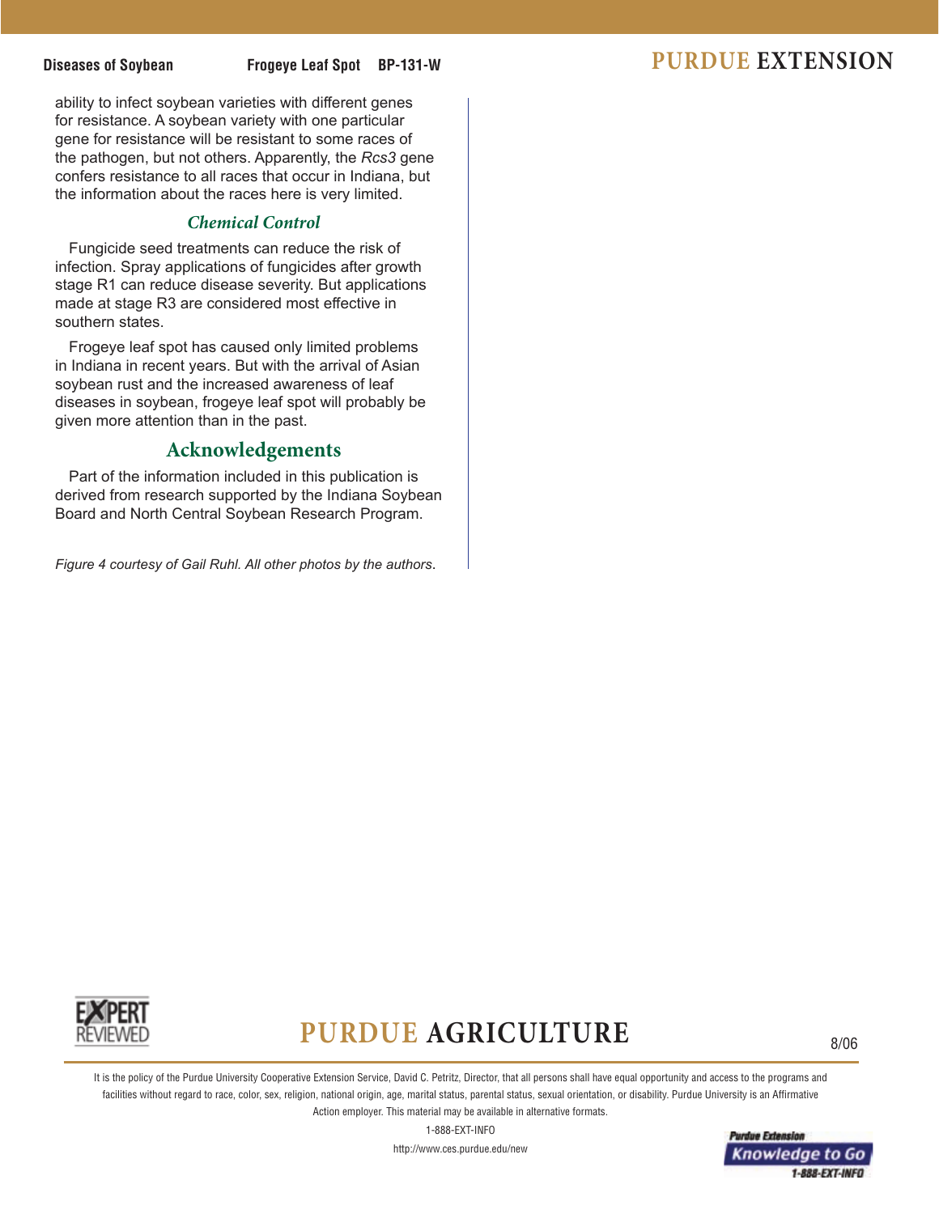ability to infect soybean varieties with different genes for resistance. A soybean variety with one particular gene for resistance will be resistant to some races of the pathogen, but not others. Apparently, the *Rcs3* gene confers resistance to all races that occur in Indiana, but the information about the races here is very limited.

### Chemical Control

Fungicide seed treatments can reduce the risk of infection. Spray applications of fungicides after growth stage R1 can reduce disease severity. But applications made at stage R3 are considered most effective in southern states.

Frogeye leaf spot has caused only limited problems in Indiana in recent years. But with the arrival of Asian soybean rust and the increased awareness of leaf diseases in soybean, frogeye leaf spot will probably be given more attention than in the past.

## Acknowledgements

Part of the information included in this publication is derived from research supported by the Indiana Soybean Board and North Central Soybean Research Program.

*Figure 4 courtesy of Gail Ruhl. All other photos by the authors.*

EXPERT REVIEWED

PURDUE AGRICULTURE

8/06

It is the policy of the Purdue University Cooperative Extension Service, David C. Petritz, Director, that all persons shall have equal opportunity and access to the programs and facilities without regard to race, color, sex, religion, national origin, age, marital status, parental status, sexual orientation, or disability. Purdue University is an Affirmative Action employer. This material may be available in alternative formats.

1-888-EXT-INFO

http://www.ces.purdue.edu/new

Purdue Extension Knowledge to Go 1-888-EXT-INFO